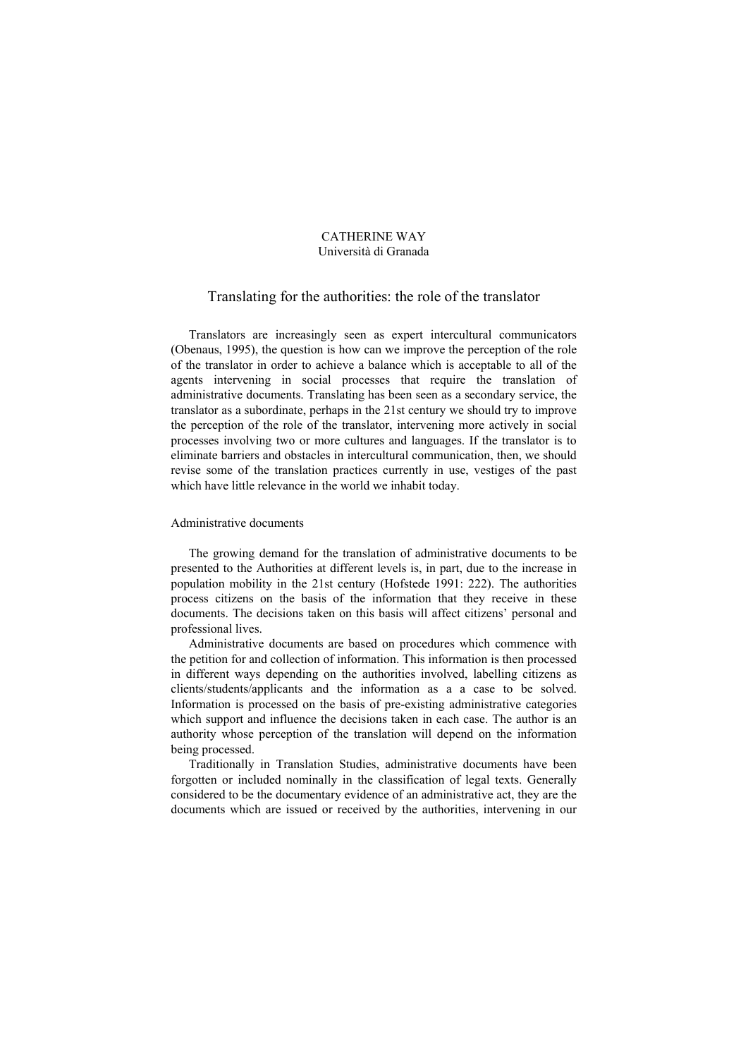CATHERINE WAY
Università di Granada

# Translating for the authorities: the role of the translator

Translators are increasingly seen as expert intercultural communicators (Obenaus, 1995), the question is how can we improve the perception of the role of the translator in order to achieve a balance which is acceptable to all of the agents intervening in social processes that require the translation of administrative documents. Translating has been seen as a secondary service, the translator as a subordinate, perhaps in the 21st century we should try to improve the perception of the role of the translator, intervening more actively in social processes involving two or more cultures and languages. If the translator is to eliminate barriers and obstacles in intercultural communication, then, we should revise some of the translation practices currently in use, vestiges of the past which have little relevance in the world we inhabit today.

## Administrative documents

The growing demand for the translation of administrative documents to be presented to the Authorities at different levels is, in part, due to the increase in population mobility in the 21st century (Hofstede 1991: 222). The authorities process citizens on the basis of the information that they receive in these documents. The decisions taken on this basis will affect citizens' personal and professional lives.

Administrative documents are based on procedures which commence with the petition for and collection of information. This information is then processed in different ways depending on the authorities involved, labelling citizens as clients/students/applicants and the information as a a case to be solved. Information is processed on the basis of pre-existing administrative categories which support and influence the decisions taken in each case. The author is an authority whose perception of the translation will depend on the information being processed.

Traditionally in Translation Studies, administrative documents have been forgotten or included nominally in the classification of legal texts. Generally considered to be the documentary evidence of an administrative act, they are the documents which are issued or received by the authorities, intervening in our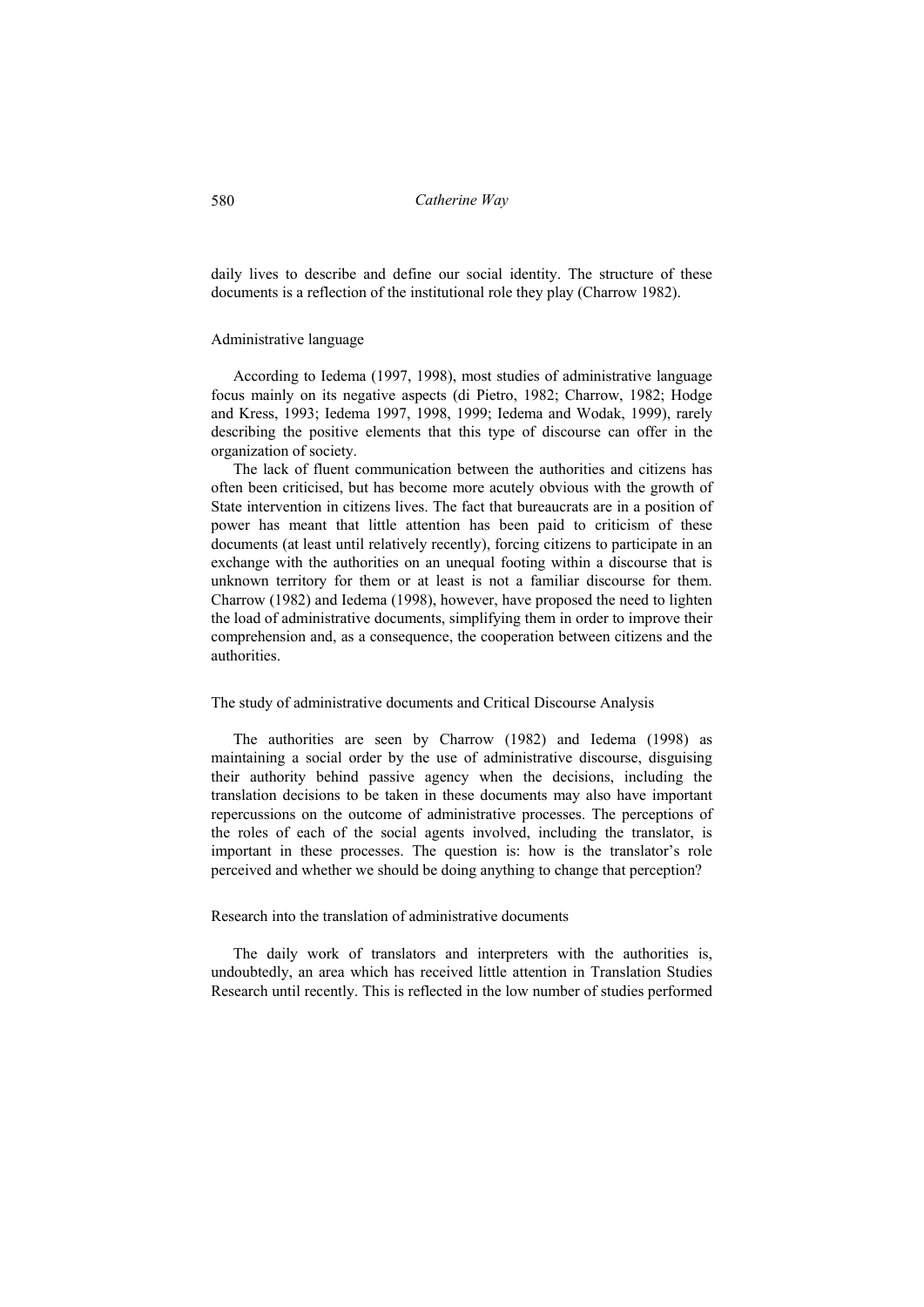daily lives to describe and define our social identity. The structure of these documents is a reflection of the institutional role they play (Charrow 1982).

## Administrative language

According to Iedema (1997, 1998), most studies of administrative language focus mainly on its negative aspects (di Pietro, 1982; Charrow, 1982; Hodge and Kress, 1993; Iedema 1997, 1998, 1999; Iedema and Wodak, 1999), rarely describing the positive elements that this type of discourse can offer in the organization of society.

The lack of fluent communication between the authorities and citizens has often been criticised, but has become more acutely obvious with the growth of State intervention in citizens lives. The fact that bureaucrats are in a position of power has meant that little attention has been paid to criticism of these documents (at least until relatively recently), forcing citizens to participate in an exchange with the authorities on an unequal footing within a discourse that is unknown territory for them or at least is not a familiar discourse for them. Charrow (1982) and Iedema (1998), however, have proposed the need to lighten the load of administrative documents, simplifying them in order to improve their comprehension and, as a consequence, the cooperation between citizens and the authorities.

## The study of administrative documents and Critical Discourse Analysis

The authorities are seen by Charrow (1982) and Iedema (1998) as maintaining a social order by the use of administrative discourse, disguising their authority behind passive agency when the decisions, including the translation decisions to be taken in these documents may also have important repercussions on the outcome of administrative processes. The perceptions of the roles of each of the social agents involved, including the translator, is important in these processes. The question is: how is the translator's role perceived and whether we should be doing anything to change that perception?

## Research into the translation of administrative documents

The daily work of translators and interpreters with the authorities is, undoubtedly, an area which has received little attention in Translation Studies Research until recently. This is reflected in the low number of studies performed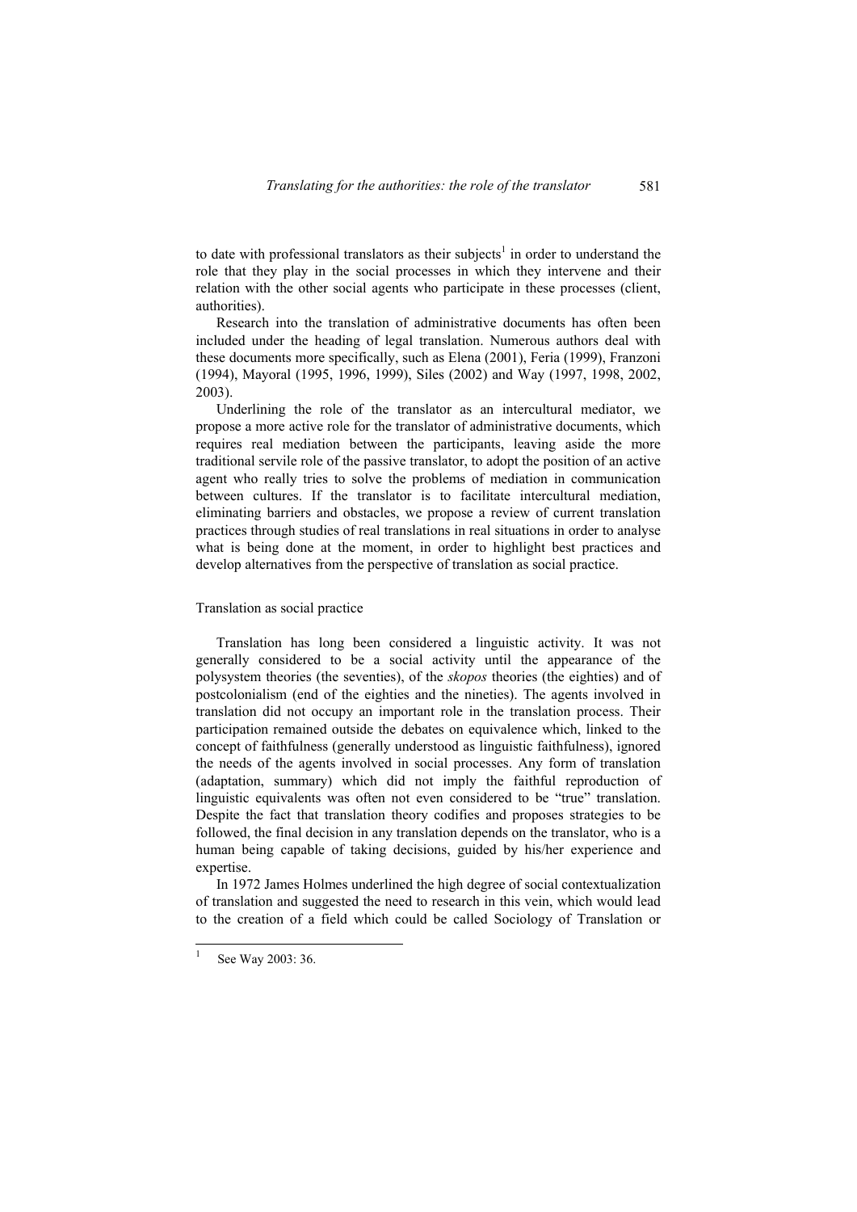to date with professional translators as their subjects[1] in order to understand the role that they play in the social processes in which they intervene and their relation with the other social agents who participate in these processes (client, authorities).

Research into the translation of administrative documents has often been included under the heading of legal translation. Numerous authors deal with these documents more specifically, such as Elena (2001), Feria (1999), Franzoni (1994), Mayoral (1995, 1996, 1999), Siles (2002) and Way (1997, 1998, 2002, 2003).

Underlining the role of the translator as an intercultural mediator, we propose a more active role for the translator of administrative documents, which requires real mediation between the participants, leaving aside the more traditional servile role of the passive translator, to adopt the position of an active agent who really tries to solve the problems of mediation in communication between cultures. If the translator is to facilitate intercultural mediation, eliminating barriers and obstacles, we propose a review of current translation practices through studies of real translations in real situations in order to analyse what is being done at the moment, in order to highlight best practices and develop alternatives from the perspective of translation as social practice.

## Translation as social practice

Translation has long been considered a linguistic activity. It was not generally considered to be a social activity until the appearance of the polysystem theories (the seventies), of the *skopos* theories (the eighties) and of postcolonialism (end of the eighties and the nineties). The agents involved in translation did not occupy an important role in the translation process. Their participation remained outside the debates on equivalence which, linked to the concept of faithfulness (generally understood as linguistic faithfulness), ignored the needs of the agents involved in social processes. Any form of translation (adaptation, summary) which did not imply the faithful reproduction of linguistic equivalents was often not even considered to be "true" translation. Despite the fact that translation theory codifies and proposes strategies to be followed, the final decision in any translation depends on the translator, who is a human being capable of taking decisions, guided by his/her experience and expertise.

In 1972 James Holmes underlined the high degree of social contextualization of translation and suggested the need to research in this vein, which would lead to the creation of a field which could be called Sociology of Translation or

[1] See Way 2003: 36.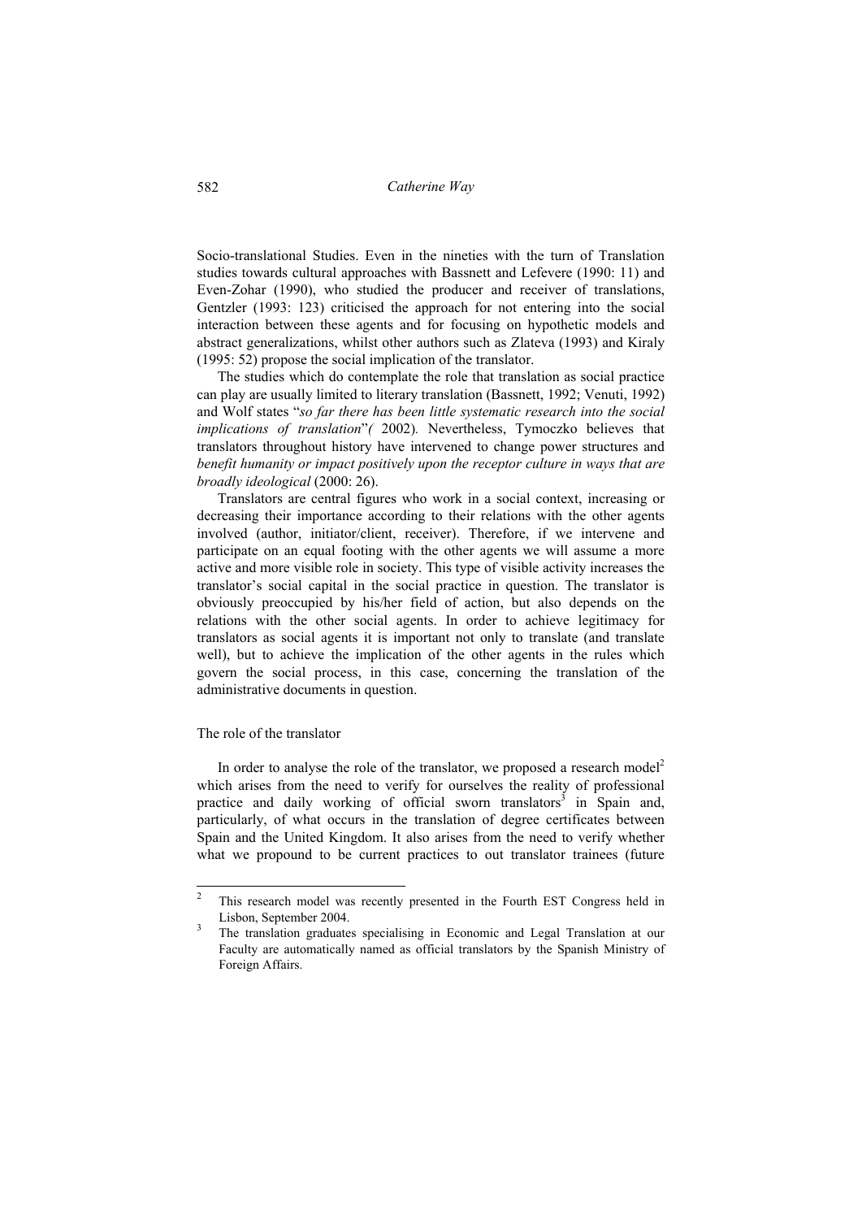Socio-translational Studies. Even in the nineties with the turn of Translation studies towards cultural approaches with Bassnett and Lefevere (1990: 11) and Even-Zohar (1990), who studied the producer and receiver of translations, Gentzler (1993: 123) criticised the approach for not entering into the social interaction between these agents and for focusing on hypothetic models and abstract generalizations, whilst other authors such as Zlateva (1993) and Kiraly (1995: 52) propose the social implication of the translator.

The studies which do contemplate the role that translation as social practice can play are usually limited to literary translation (Bassnett, 1992; Venuti, 1992) and Wolf states "*so far there has been little systematic research into the social implications of translation*"*(* 2002)*.* Nevertheless, Tymoczko believes that translators throughout history have intervened to change power structures and *benefit humanity or impact positively upon the receptor culture in ways that are broadly ideological* (2000: 26).

Translators are central figures who work in a social context, increasing or decreasing their importance according to their relations with the other agents involved (author, initiator/client, receiver). Therefore, if we intervene and participate on an equal footing with the other agents we will assume a more active and more visible role in society. This type of visible activity increases the translator's social capital in the social practice in question. The translator is obviously preoccupied by his/her field of action, but also depends on the relations with the other social agents. In order to achieve legitimacy for translators as social agents it is important not only to translate (and translate well), but to achieve the implication of the other agents in the rules which govern the social process, in this case, concerning the translation of the administrative documents in question.

## The role of the translator

In order to analyse the role of the translator, we proposed a research model[2] which arises from the need to verify for ourselves the reality of professional practice and daily working of official sworn translators[3] in Spain and, particularly, of what occurs in the translation of degree certificates between Spain and the United Kingdom. It also arises from the need to verify whether what we propound to be current practices to out translator trainees (future

---

[2] This research model was recently presented in the Fourth EST Congress held in Lisbon, September 2004.

[3] The translation graduates specialising in Economic and Legal Translation at our Faculty are automatically named as official translators by the Spanish Ministry of Foreign Affairs.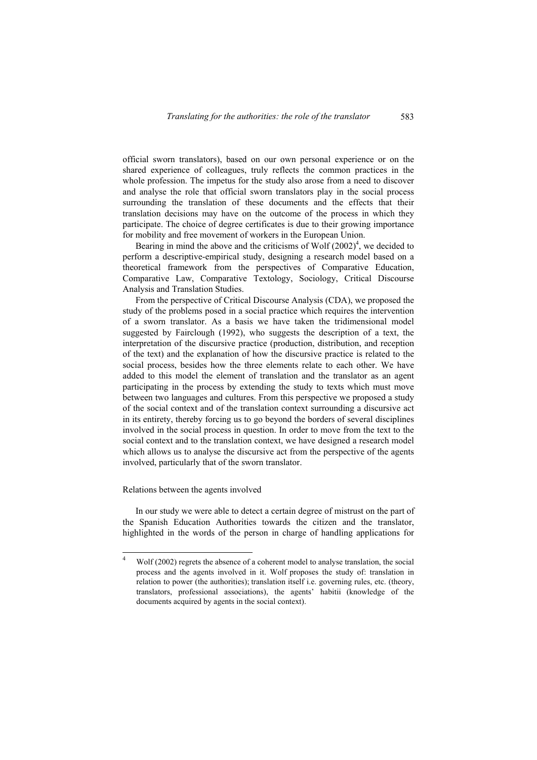official sworn translators), based on our own personal experience or on the shared experience of colleagues, truly reflects the common practices in the whole profession. The impetus for the study also arose from a need to discover and analyse the role that official sworn translators play in the social process surrounding the translation of these documents and the effects that their translation decisions may have on the outcome of the process in which they participate. The choice of degree certificates is due to their growing importance for mobility and free movement of workers in the European Union.

Bearing in mind the above and the criticisms of Wolf (2002)[4], we decided to perform a descriptive-empirical study, designing a research model based on a theoretical framework from the perspectives of Comparative Education, Comparative Law, Comparative Textology, Sociology, Critical Discourse Analysis and Translation Studies.

From the perspective of Critical Discourse Analysis (CDA), we proposed the study of the problems posed in a social practice which requires the intervention of a sworn translator. As a basis we have taken the tridimensional model suggested by Fairclough (1992), who suggests the description of a text, the interpretation of the discursive practice (production, distribution, and reception of the text) and the explanation of how the discursive practice is related to the social process, besides how the three elements relate to each other. We have added to this model the element of translation and the translator as an agent participating in the process by extending the study to texts which must move between two languages and cultures. From this perspective we proposed a study of the social context and of the translation context surrounding a discursive act in its entirety, thereby forcing us to go beyond the borders of several disciplines involved in the social process in question. In order to move from the text to the social context and to the translation context, we have designed a research model which allows us to analyse the discursive act from the perspective of the agents involved, particularly that of the sworn translator.

## Relations between the agents involved

In our study we were able to detect a certain degree of mistrust on the part of the Spanish Education Authorities towards the citizen and the translator, highlighted in the words of the person in charge of handling applications for

---

[4] Wolf (2002) regrets the absence of a coherent model to analyse translation, the social process and the agents involved in it. Wolf proposes the study of: translation in relation to power (the authorities); translation itself i.e. governing rules, etc. (theory, translators, professional associations), the agents' habitii (knowledge of the documents acquired by agents in the social context).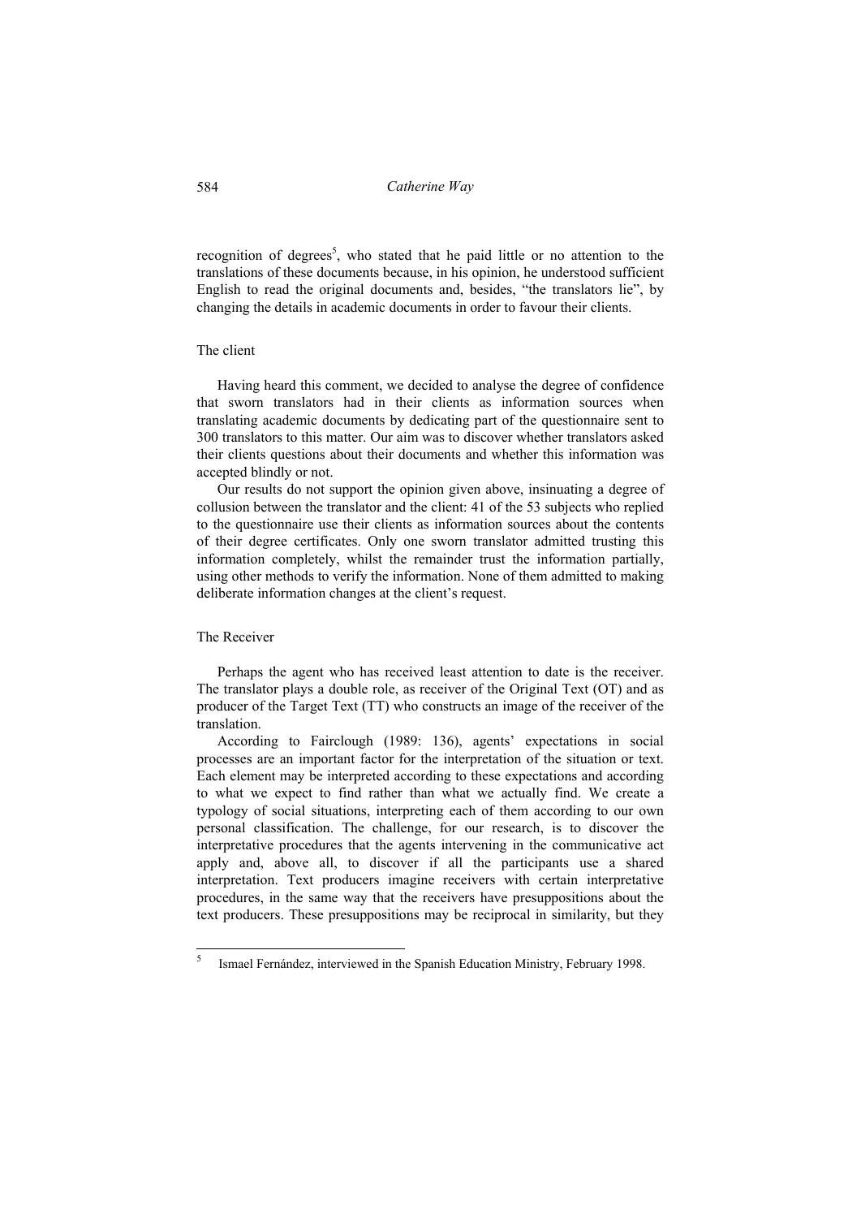recognition of degrees[5], who stated that he paid little or no attention to the translations of these documents because, in his opinion, he understood sufficient English to read the original documents and, besides, "the translators lie", by changing the details in academic documents in order to favour their clients.

### The client

Having heard this comment, we decided to analyse the degree of confidence that sworn translators had in their clients as information sources when translating academic documents by dedicating part of the questionnaire sent to 300 translators to this matter. Our aim was to discover whether translators asked their clients questions about their documents and whether this information was accepted blindly or not.

Our results do not support the opinion given above, insinuating a degree of collusion between the translator and the client: 41 of the 53 subjects who replied to the questionnaire use their clients as information sources about the contents of their degree certificates. Only one sworn translator admitted trusting this information completely, whilst the remainder trust the information partially, using other methods to verify the information. None of them admitted to making deliberate information changes at the client's request.

### The Receiver

Perhaps the agent who has received least attention to date is the receiver. The translator plays a double role, as receiver of the Original Text (OT) and as producer of the Target Text (TT) who constructs an image of the receiver of the translation.

According to Fairclough (1989: 136), agents' expectations in social processes are an important factor for the interpretation of the situation or text. Each element may be interpreted according to these expectations and according to what we expect to find rather than what we actually find. We create a typology of social situations, interpreting each of them according to our own personal classification. The challenge, for our research, is to discover the interpretative procedures that the agents intervening in the communicative act apply and, above all, to discover if all the participants use a shared interpretation. Text producers imagine receivers with certain interpretative procedures, in the same way that the receivers have presuppositions about the text producers. These presuppositions may be reciprocal in similarity, but they

[5] Ismael Fernández, interviewed in the Spanish Education Ministry, February 1998.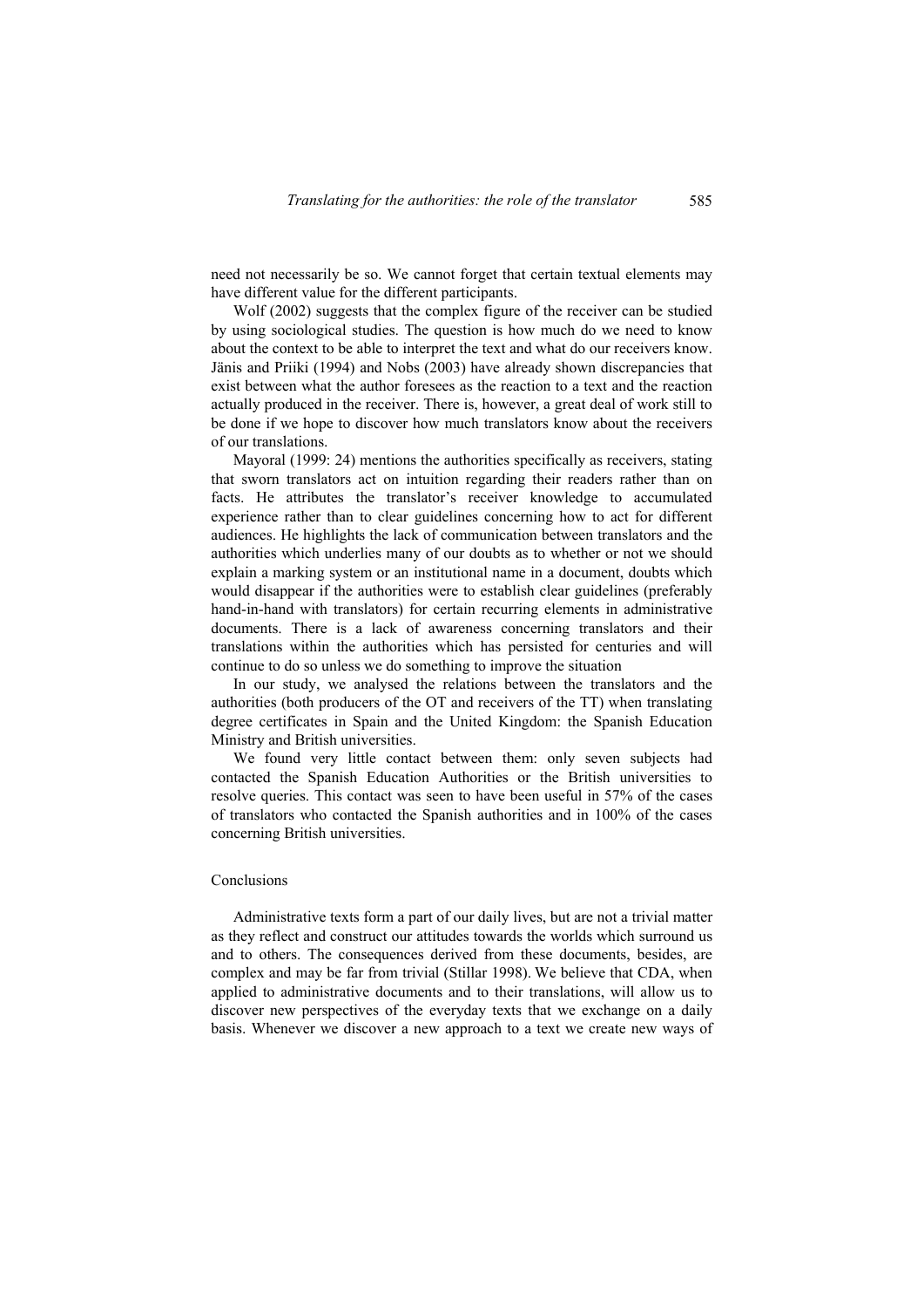need not necessarily be so. We cannot forget that certain textual elements may have different value for the different participants.

Wolf (2002) suggests that the complex figure of the receiver can be studied by using sociological studies. The question is how much do we need to know about the context to be able to interpret the text and what do our receivers know. Jänis and Priiki (1994) and Nobs (2003) have already shown discrepancies that exist between what the author foresees as the reaction to a text and the reaction actually produced in the receiver. There is, however, a great deal of work still to be done if we hope to discover how much translators know about the receivers of our translations.

Mayoral (1999: 24) mentions the authorities specifically as receivers, stating that sworn translators act on intuition regarding their readers rather than on facts. He attributes the translator's receiver knowledge to accumulated experience rather than to clear guidelines concerning how to act for different audiences. He highlights the lack of communication between translators and the authorities which underlies many of our doubts as to whether or not we should explain a marking system or an institutional name in a document, doubts which would disappear if the authorities were to establish clear guidelines (preferably hand-in-hand with translators) for certain recurring elements in administrative documents. There is a lack of awareness concerning translators and their translations within the authorities which has persisted for centuries and will continue to do so unless we do something to improve the situation

In our study, we analysed the relations between the translators and the authorities (both producers of the OT and receivers of the TT) when translating degree certificates in Spain and the United Kingdom: the Spanish Education Ministry and British universities.

We found very little contact between them: only seven subjects had contacted the Spanish Education Authorities or the British universities to resolve queries. This contact was seen to have been useful in 57% of the cases of translators who contacted the Spanish authorities and in 100% of the cases concerning British universities.

## Conclusions

Administrative texts form a part of our daily lives, but are not a trivial matter as they reflect and construct our attitudes towards the worlds which surround us and to others. The consequences derived from these documents, besides, are complex and may be far from trivial (Stillar 1998). We believe that CDA, when applied to administrative documents and to their translations, will allow us to discover new perspectives of the everyday texts that we exchange on a daily basis. Whenever we discover a new approach to a text we create new ways of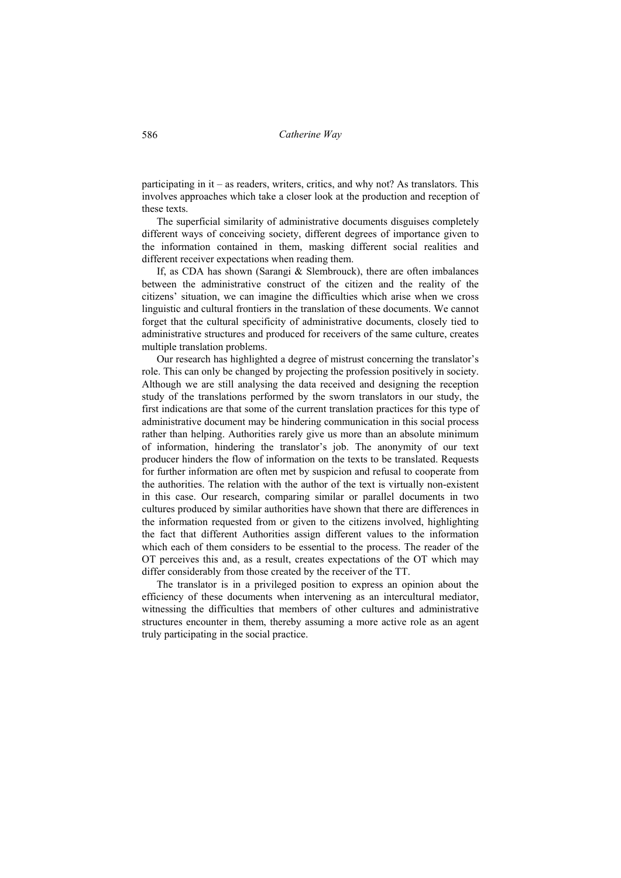participating in it – as readers, writers, critics, and why not? As translators. This involves approaches which take a closer look at the production and reception of these texts.

The superficial similarity of administrative documents disguises completely different ways of conceiving society, different degrees of importance given to the information contained in them, masking different social realities and different receiver expectations when reading them.

If, as CDA has shown (Sarangi & Slembrouck), there are often imbalances between the administrative construct of the citizen and the reality of the citizens' situation, we can imagine the difficulties which arise when we cross linguistic and cultural frontiers in the translation of these documents. We cannot forget that the cultural specificity of administrative documents, closely tied to administrative structures and produced for receivers of the same culture, creates multiple translation problems.

Our research has highlighted a degree of mistrust concerning the translator's role. This can only be changed by projecting the profession positively in society. Although we are still analysing the data received and designing the reception study of the translations performed by the sworn translators in our study, the first indications are that some of the current translation practices for this type of administrative document may be hindering communication in this social process rather than helping. Authorities rarely give us more than an absolute minimum of information, hindering the translator's job. The anonymity of our text producer hinders the flow of information on the texts to be translated. Requests for further information are often met by suspicion and refusal to cooperate from the authorities. The relation with the author of the text is virtually non-existent in this case. Our research, comparing similar or parallel documents in two cultures produced by similar authorities have shown that there are differences in the information requested from or given to the citizens involved, highlighting the fact that different Authorities assign different values to the information which each of them considers to be essential to the process. The reader of the OT perceives this and, as a result, creates expectations of the OT which may differ considerably from those created by the receiver of the TT.

The translator is in a privileged position to express an opinion about the efficiency of these documents when intervening as an intercultural mediator, witnessing the difficulties that members of other cultures and administrative structures encounter in them, thereby assuming a more active role as an agent truly participating in the social practice.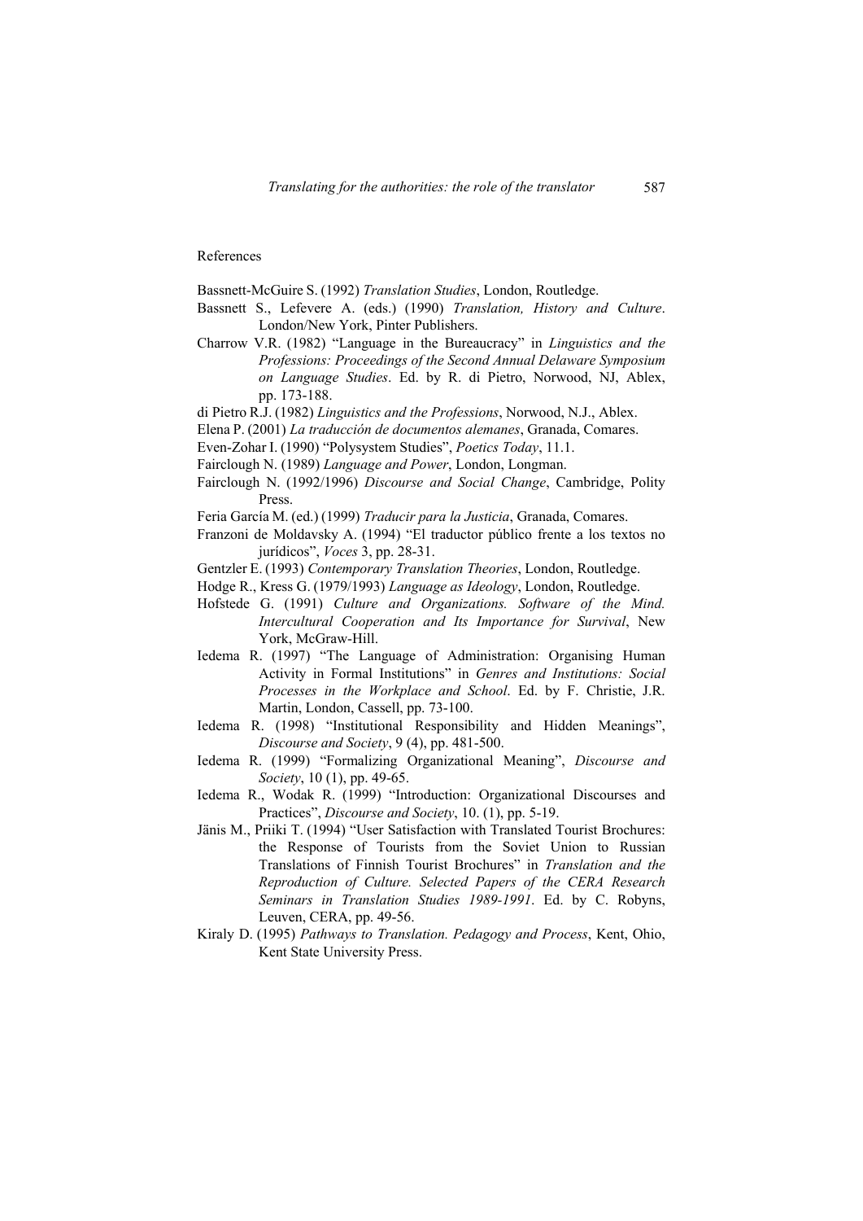References

Bassnett-McGuire S. (1992) *Translation Studies*, London, Routledge.

Bassnett S., Lefevere A. (eds.) (1990) *Translation, History and Culture*. London/New York, Pinter Publishers.

Charrow V.R. (1982) "Language in the Bureaucracy" in *Linguistics and the Professions: Proceedings of the Second Annual Delaware Symposium on Language Studies*. Ed. by R. di Pietro, Norwood, NJ, Ablex, pp. 173-188.

di Pietro R.J. (1982) *Linguistics and the Professions*, Norwood, N.J., Ablex.

Elena P. (2001) *La traducción de documentos alemanes*, Granada, Comares.

Even-Zohar I. (1990) "Polysystem Studies", *Poetics Today*, 11.1.

Fairclough N. (1989) *Language and Power*, London, Longman.

Fairclough N. (1992/1996) *Discourse and Social Change*, Cambridge, Polity Press.

Feria García M. (ed.) (1999) *Traducir para la Justicia*, Granada, Comares.

Franzoni de Moldavsky A. (1994) "El traductor público frente a los textos no jurídicos", *Voces* 3, pp. 28-31.

Gentzler E. (1993) *Contemporary Translation Theories*, London, Routledge.

Hodge R., Kress G. (1979/1993) *Language as Ideology*, London, Routledge.

Hofstede G. (1991) *Culture and Organizations. Software of the Mind. Intercultural Cooperation and Its Importance for Survival*, New York, McGraw-Hill.

Iedema R. (1997) "The Language of Administration: Organising Human Activity in Formal Institutions" in *Genres and Institutions: Social Processes in the Workplace and School*. Ed. by F. Christie, J.R. Martin, London, Cassell, pp. 73-100.

Iedema R. (1998) "Institutional Responsibility and Hidden Meanings", *Discourse and Society*, 9 (4), pp. 481-500.

Iedema R. (1999) "Formalizing Organizational Meaning", *Discourse and Society*, 10 (1), pp. 49-65.

Iedema R., Wodak R. (1999) "Introduction: Organizational Discourses and Practices", *Discourse and Society*, 10. (1), pp. 5-19.

Jänis M., Priiki T. (1994) "User Satisfaction with Translated Tourist Brochures: the Response of Tourists from the Soviet Union to Russian Translations of Finnish Tourist Brochures" in *Translation and the Reproduction of Culture. Selected Papers of the CERA Research Seminars in Translation Studies 1989-1991*. Ed. by C. Robyns, Leuven, CERA, pp. 49-56.

Kiraly D. (1995) *Pathways to Translation. Pedagogy and Process*, Kent, Ohio, Kent State University Press.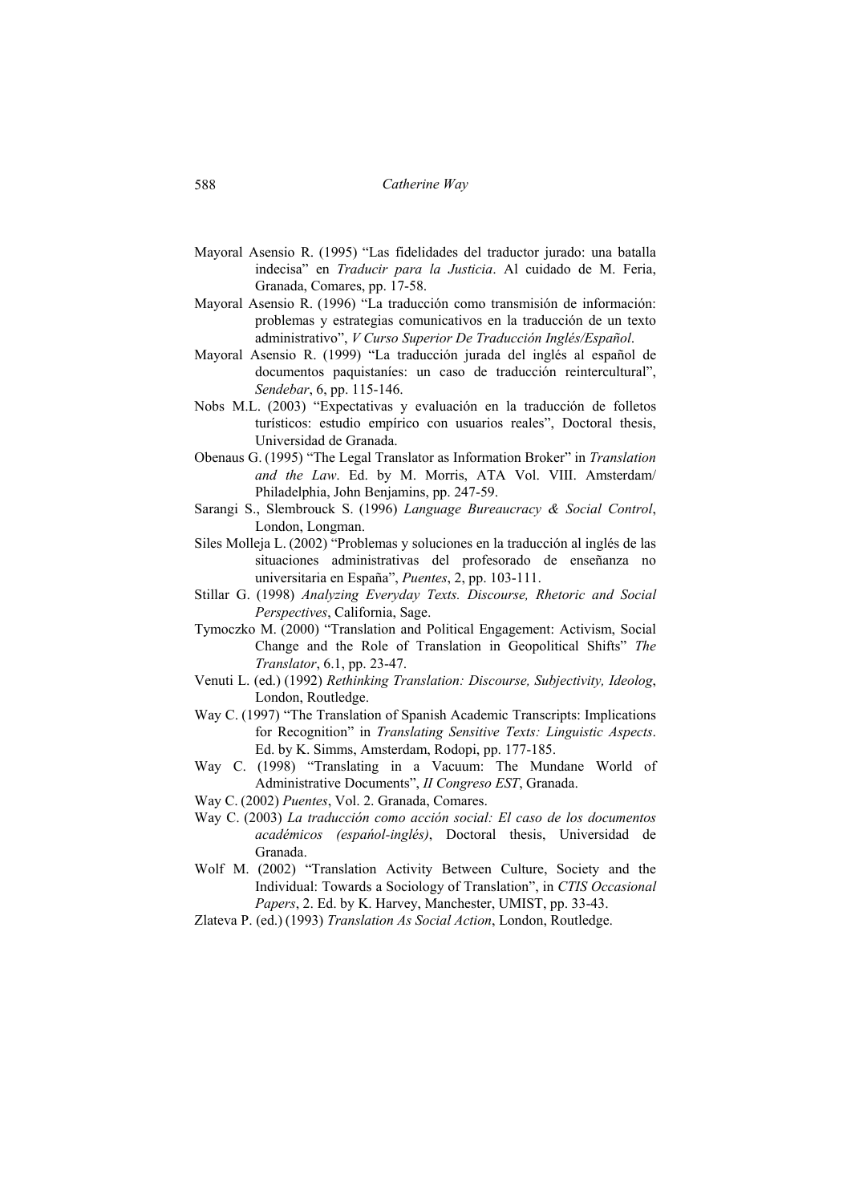Mayoral Asensio R. (1995) "Las fidelidades del traductor jurado: una batalla indecisa" en *Traducir para la Justicia*. Al cuidado de M. Feria, Granada, Comares, pp. 17-58.

Mayoral Asensio R. (1996) "La traducción como transmisión de información: problemas y estrategias comunicativos en la traducción de un texto administrativo", *V Curso Superior De Traducción Inglés/Español*.

Mayoral Asensio R. (1999) "La traducción jurada del inglés al español de documentos paquistaníes: un caso de traducción reintercultural", *Sendebar*, 6, pp. 115-146.

Nobs M.L. (2003) "Expectativas y evaluación en la traducción de folletos turísticos: estudio empírico con usuarios reales", Doctoral thesis, Universidad de Granada.

Obenaus G. (1995) "The Legal Translator as Information Broker" in *Translation and the Law*. Ed. by M. Morris, ATA Vol. VIII. Amsterdam/ Philadelphia, John Benjamins, pp. 247-59.

Sarangi S., Slembrouck S. (1996) *Language Bureaucracy & Social Control*, London, Longman.

Siles Molleja L. (2002) "Problemas y soluciones en la traducción al inglés de las situaciones administrativas del profesorado de enseñanza no universitaria en España", *Puentes*, 2, pp. 103-111.

Stillar G. (1998) *Analyzing Everyday Texts. Discourse, Rhetoric and Social Perspectives*, California, Sage.

Tymoczko M. (2000) "Translation and Political Engagement: Activism, Social Change and the Role of Translation in Geopolitical Shifts" *The Translator*, 6.1, pp. 23-47.

Venuti L. (ed.) (1992) *Rethinking Translation: Discourse, Subjectivity, Ideolog*, London, Routledge.

Way C. (1997) "The Translation of Spanish Academic Transcripts: Implications for Recognition" in *Translating Sensitive Texts: Linguistic Aspects*. Ed. by K. Simms, Amsterdam, Rodopi, pp. 177-185.

Way C. (1998) "Translating in a Vacuum: The Mundane World of Administrative Documents", *II Congreso EST*, Granada.

Way C. (2002) *Puentes*, Vol. 2. Granada, Comares.

Way C. (2003) *La traducción como acción social: El caso de los documentos académicos (español-inglés)*, Doctoral thesis, Universidad de Granada.

Wolf M. (2002) "Translation Activity Between Culture, Society and the Individual: Towards a Sociology of Translation", in *CTIS Occasional Papers*, 2. Ed. by K. Harvey, Manchester, UMIST, pp. 33-43.

Zlateva P. (ed.) (1993) *Translation As Social Action*, London, Routledge.